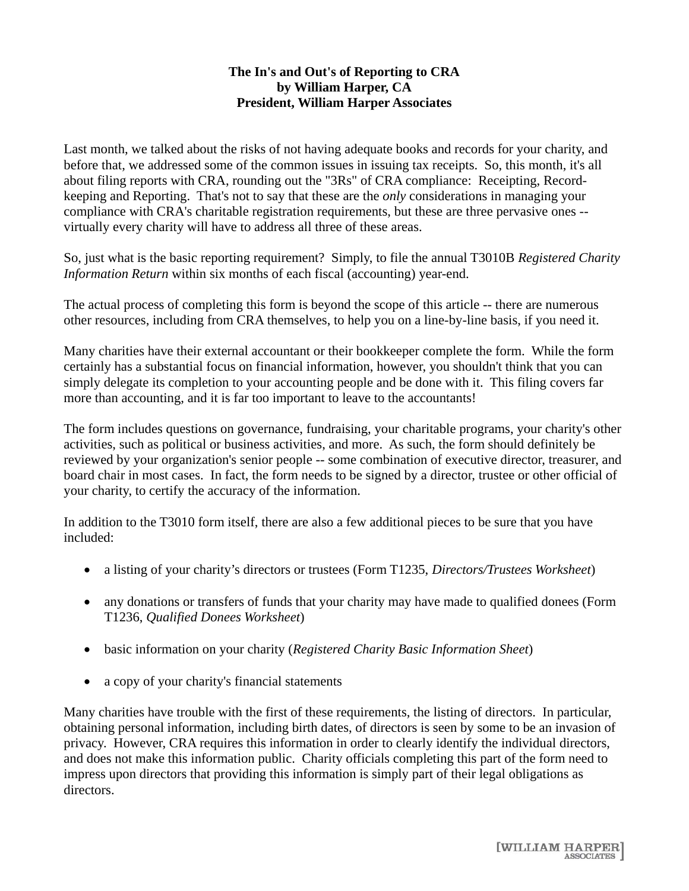**The In's and Out's of Reporting to CRA**
**by William Harper, CA**
**President, William Harper Associates**

Last month, we talked about the risks of not having adequate books and records for your charity, and before that, we addressed some of the common issues in issuing tax receipts. So, this month, it's all about filing reports with CRA, rounding out the "3Rs" of CRA compliance: Receipting, Record-keeping and Reporting. That's not to say that these are the *only* considerations in managing your compliance with CRA's charitable registration requirements, but these are three pervasive ones -- virtually every charity will have to address all three of these areas.

So, just what is the basic reporting requirement? Simply, to file the annual T3010B *Registered Charity Information Return* within six months of each fiscal (accounting) year-end.

The actual process of completing this form is beyond the scope of this article -- there are numerous other resources, including from CRA themselves, to help you on a line-by-line basis, if you need it.

Many charities have their external accountant or their bookkeeper complete the form. While the form certainly has a substantial focus on financial information, however, you shouldn't think that you can simply delegate its completion to your accounting people and be done with it. This filing covers far more than accounting, and it is far too important to leave to the accountants!

The form includes questions on governance, fundraising, your charitable programs, your charity's other activities, such as political or business activities, and more. As such, the form should definitely be reviewed by your organization's senior people -- some combination of executive director, treasurer, and board chair in most cases. In fact, the form needs to be signed by a director, trustee or other official of your charity, to certify the accuracy of the information.

In addition to the T3010 form itself, there are also a few additional pieces to be sure that you have included:

- a listing of your charity's directors or trustees (Form T1235, *Directors/Trustees Worksheet*)
- any donations or transfers of funds that your charity may have made to qualified donees (Form T1236, *Qualified Donees Worksheet*)
- basic information on your charity (*Registered Charity Basic Information Sheet*)
- a copy of your charity's financial statements

Many charities have trouble with the first of these requirements, the listing of directors. In particular, obtaining personal information, including birth dates, of directors is seen by some to be an invasion of privacy. However, CRA requires this information in order to clearly identify the individual directors, and does not make this information public. Charity officials completing this part of the form need to impress upon directors that providing this information is simply part of their legal obligations as directors.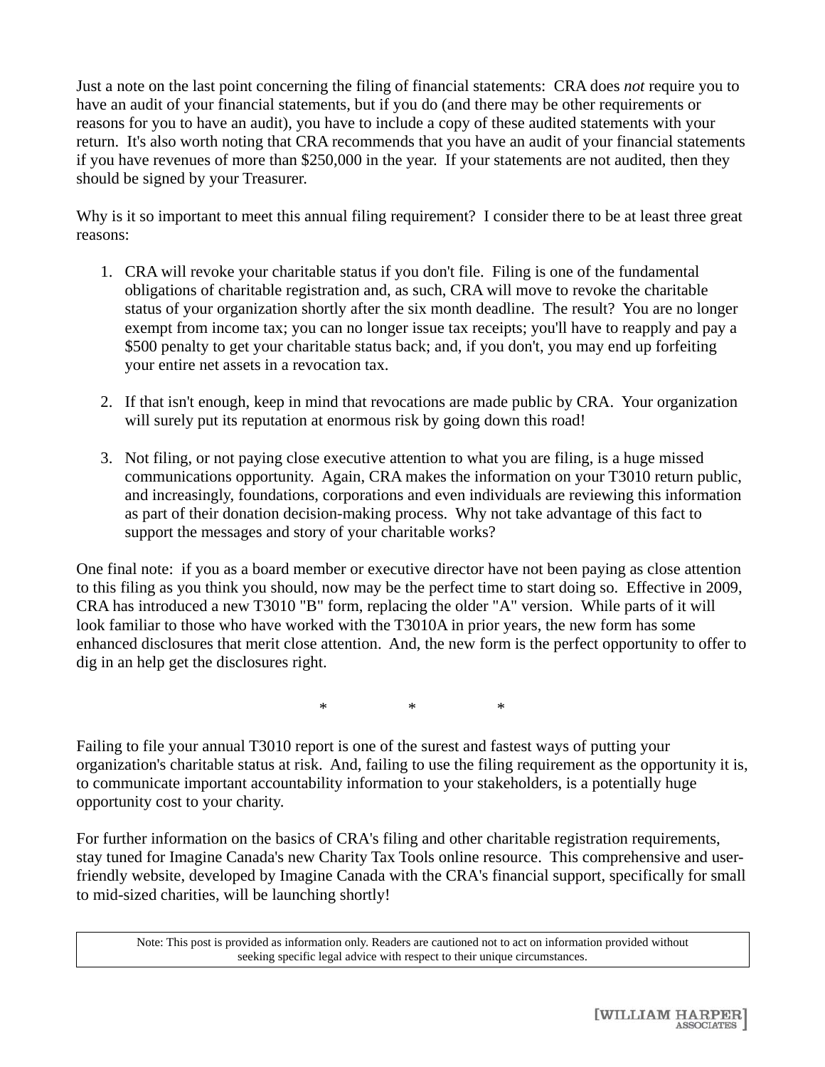Just a note on the last point concerning the filing of financial statements:  CRA does *not* require you to have an audit of your financial statements, but if you do (and there may be other requirements or reasons for you to have an audit), you have to include a copy of these audited statements with your return.  It's also worth noting that CRA recommends that you have an audit of your financial statements if you have revenues of more than $250,000 in the year.  If your statements are not audited, then they should be signed by your Treasurer.

Why is it so important to meet this annual filing requirement?  I consider there to be at least three great reasons:

1. CRA will revoke your charitable status if you don't file.  Filing is one of the fundamental obligations of charitable registration and, as such, CRA will move to revoke the charitable status of your organization shortly after the six month deadline.  The result?  You are no longer exempt from income tax; you can no longer issue tax receipts; you'll have to reapply and pay a $500 penalty to get your charitable status back; and, if you don't, you may end up forfeiting your entire net assets in a revocation tax.

2. If that isn't enough, keep in mind that revocations are made public by CRA.  Your organization will surely put its reputation at enormous risk by going down this road!

3. Not filing, or not paying close executive attention to what you are filing, is a huge missed communications opportunity.  Again, CRA makes the information on your T3010 return public, and increasingly, foundations, corporations and even individuals are reviewing this information as part of their donation decision-making process.  Why not take advantage of this fact to support the messages and story of your charitable works?

One final note:  if you as a board member or executive director have not been paying as close attention to this filing as you think you should, now may be the perfect time to start doing so.  Effective in 2009, CRA has introduced a new T3010 "B" form, replacing the older "A" version.  While parts of it will look familiar to those who have worked with the T3010A in prior years, the new form has some enhanced disclosures that merit close attention.  And, the new form is the perfect opportunity to offer to dig in an help get the disclosures right.

\*   \*   \*

Failing to file your annual T3010 report is one of the surest and fastest ways of putting your organization's charitable status at risk.  And, failing to use the filing requirement as the opportunity it is, to communicate important accountability information to your stakeholders, is a potentially huge opportunity cost to your charity.

For further information on the basics of CRA's filing and other charitable registration requirements, stay tuned for Imagine Canada's new Charity Tax Tools online resource.  This comprehensive and user-friendly website, developed by Imagine Canada with the CRA's financial support, specifically for small to mid-sized charities, will be launching shortly!

Note: This post is provided as information only. Readers are cautioned not to act on information provided without seeking specific legal advice with respect to their unique circumstances.

[WILLIAM HARPER ASSOCIATES]